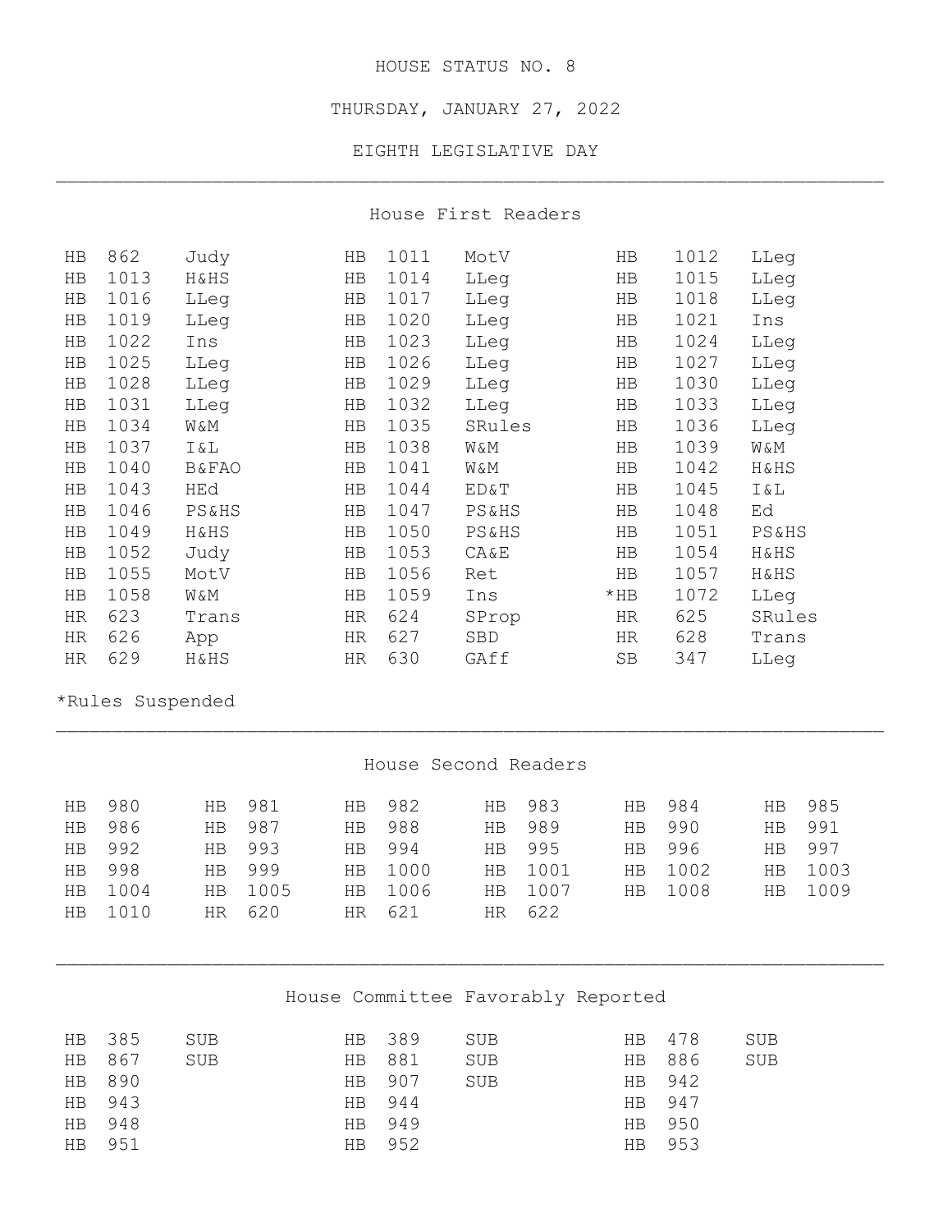# HOUSE STATUS NO. 8

## THURSDAY, JANUARY 27, 2022

## EIGHTH LEGISLATIVE DAY

---

### House First Readers

| | | | | | | | | |
|---|---|---|---|---|---|---|---|---|
| HB | 862 | Judy | HB | 1011 | MotV | HB | 1012 | LLeg |
| HB | 1013 | H&HS | HB | 1014 | LLeg | HB | 1015 | LLeg |
| HB | 1016 | LLeg | HB | 1017 | LLeg | HB | 1018 | LLeg |
| HB | 1019 | LLeg | HB | 1020 | LLeg | HB | 1021 | Ins |
| HB | 1022 | Ins | HB | 1023 | LLeg | HB | 1024 | LLeg |
| HB | 1025 | LLeg | HB | 1026 | LLeg | HB | 1027 | LLeg |
| HB | 1028 | LLeg | HB | 1029 | LLeg | HB | 1030 | LLeg |
| HB | 1031 | LLeg | HB | 1032 | LLeg | HB | 1033 | LLeg |
| HB | 1034 | W&M | HB | 1035 | SRules | HB | 1036 | LLeg |
| HB | 1037 | I&L | HB | 1038 | W&M | HB | 1039 | W&M |
| HB | 1040 | B&FAO | HB | 1041 | W&M | HB | 1042 | H&HS |
| HB | 1043 | HEd | HB | 1044 | ED&T | HB | 1045 | I&L |
| HB | 1046 | PS&HS | HB | 1047 | PS&HS | HB | 1048 | Ed |
| HB | 1049 | H&HS | HB | 1050 | PS&HS | HB | 1051 | PS&HS |
| HB | 1052 | Judy | HB | 1053 | CA&E | HB | 1054 | H&HS |
| HB | 1055 | MotV | HB | 1056 | Ret | HB | 1057 | H&HS |
| HB | 1058 | W&M | HB | 1059 | Ins | *HB | 1072 | LLeg |
| HR | 623 | Trans | HR | 624 | SProp | HR | 625 | SRules |
| HR | 626 | App | HR | 627 | SBD | HR | 628 | Trans |
| HR | 629 | H&HS | HR | 630 | GAff | SB | 347 | LLeg |

*Rules Suspended

---

### House Second Readers

| | | | | | | | | | | | |
|---|---|---|---|---|---|---|---|---|---|---|---|
| HB | 980 | HB | 981 | HB | 982 | HB | 983 | HB | 984 | HB | 985 |
| HB | 986 | HB | 987 | HB | 988 | HB | 989 | HB | 990 | HB | 991 |
| HB | 992 | HB | 993 | HB | 994 | HB | 995 | HB | 996 | HB | 997 |
| HB | 998 | HB | 999 | HB | 1000 | HB | 1001 | HB | 1002 | HB | 1003 |
| HB | 1004 | HB | 1005 | HB | 1006 | HB | 1007 | HB | 1008 | HB | 1009 |
| HB | 1010 | HR | 620 | HR | 621 | HR | 622 | | | | |

---

### House Committee Favorably Reported

| | | | | | | | | |
|---|---|---|---|---|---|---|---|---|
| HB | 385 | SUB | HB | 389 | SUB | HB | 478 | SUB |
| HB | 867 | SUB | HB | 881 | SUB | HB | 886 | SUB |
| HB | 890 | | HB | 907 | SUB | HB | 942 | |
| HB | 943 | | HB | 944 | | HB | 947 | |
| HB | 948 | | HB | 949 | | HB | 950 | |
| HB | 951 | | HB | 952 | | HB | 953 | |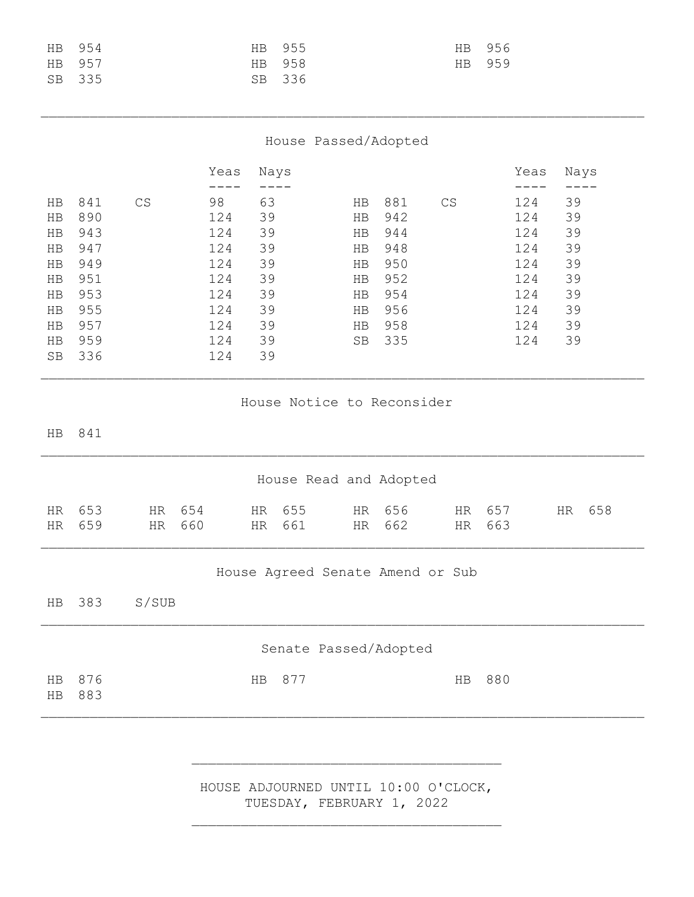| | | |
|---|---|---|
| HB 954 | HB 955 | HB 956 |
| HB 957 | HB 958 | HB 959 |
| SB 335 | SB 336 | |

---

## House Passed/Adopted

| | | Yeas | Nays | | | Yeas | Nays |
|---|---|---|---|---|---|---|---|
| HB 841 | CS | 98 | 63 | HB 881 | CS | 124 | 39 |
| HB 890 | | 124 | 39 | HB 942 | | 124 | 39 |
| HB 943 | | 124 | 39 | HB 944 | | 124 | 39 |
| HB 947 | | 124 | 39 | HB 948 | | 124 | 39 |
| HB 949 | | 124 | 39 | HB 950 | | 124 | 39 |
| HB 951 | | 124 | 39 | HB 952 | | 124 | 39 |
| HB 953 | | 124 | 39 | HB 954 | | 124 | 39 |
| HB 955 | | 124 | 39 | HB 956 | | 124 | 39 |
| HB 957 | | 124 | 39 | HB 958 | | 124 | 39 |
| HB 959 | | 124 | 39 | SB 335 | | 124 | 39 |
| SB 336 | | 124 | 39 | | | | |

---

## House Notice to Reconsider

HB 841

---

## House Read and Adopted

| | | | | | |
|---|---|---|---|---|---|
| HR 653 | HR 654 | HR 655 | HR 656 | HR 657 | HR 658 |
| HR 659 | HR 660 | HR 661 | HR 662 | HR 663 | |

---

## House Agreed Senate Amend or Sub

HB 383 S/SUB

---

## Senate Passed/Adopted

| | | |
|---|---|---|
| HB 876 | HB 877 | HB 880 |
| HB 883 | | |

---

HOUSE ADJOURNED UNTIL 10:00 O'CLOCK,
TUESDAY, FEBRUARY 1, 2022